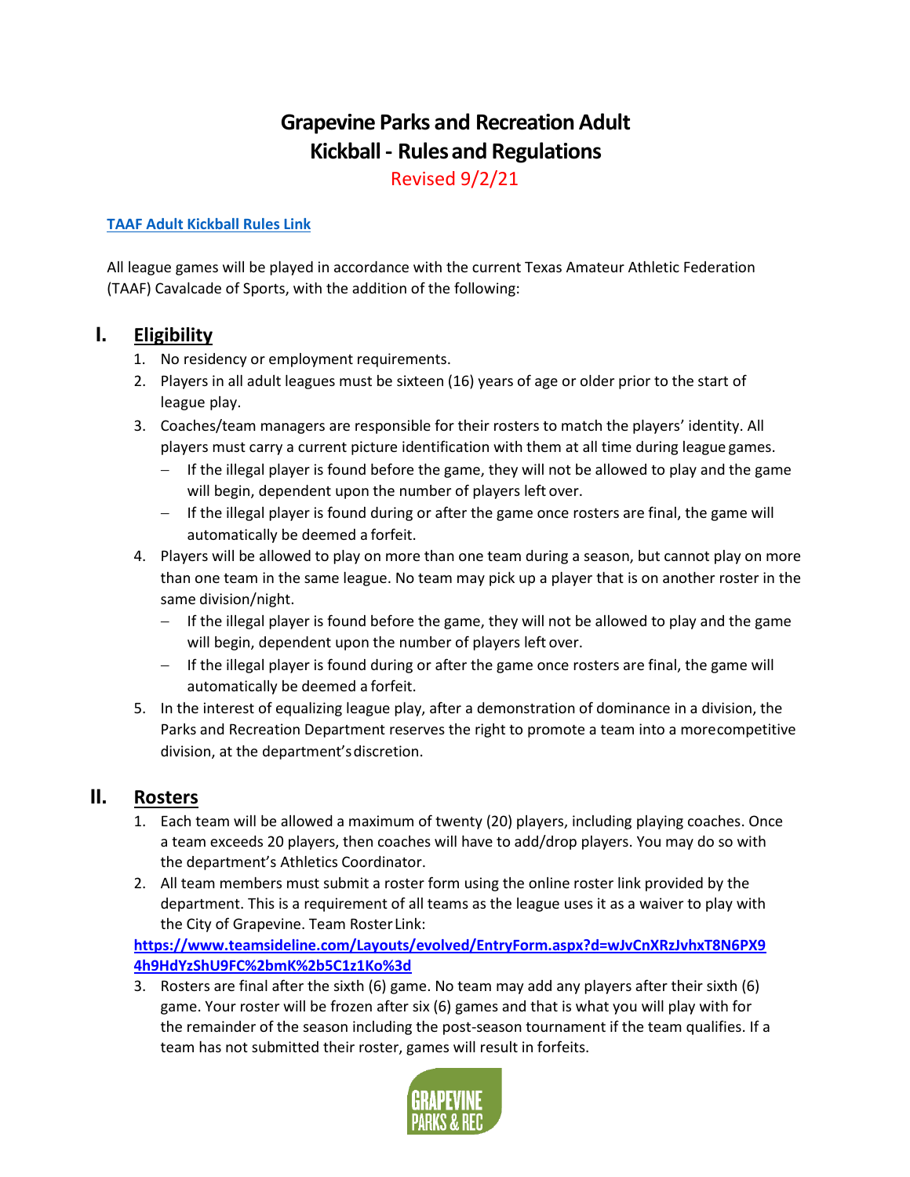# Grapevine Parks and Recreation Adult Kickball - Rules and Regulations

Revised 9/2/21

[TAAF Adult Kickball Rules Link]

All league games will be played in accordance with the current Texas Amateur Athletic Federation (TAAF) Cavalcade of Sports, with the addition of the following:

## I. Eligibility

1. No residency or employment requirements.
2. Players in all adult leagues must be sixteen (16) years of age or older prior to the start of league play.
3. Coaches/team managers are responsible for their rosters to match the players' identity. All players must carry a current picture identification with them at all time during league games.
   - If the illegal player is found before the game, they will not be allowed to play and the game will begin, dependent upon the number of players left over.
   - If the illegal player is found during or after the game once rosters are final, the game will automatically be deemed a forfeit.
4. Players will be allowed to play on more than one team during a season, but cannot play on more than one team in the same league. No team may pick up a player that is on another roster in the same division/night.
   - If the illegal player is found before the game, they will not be allowed to play and the game will begin, dependent upon the number of players left over.
   - If the illegal player is found during or after the game once rosters are final, the game will automatically be deemed a forfeit.
5. In the interest of equalizing league play, after a demonstration of dominance in a division, the Parks and Recreation Department reserves the right to promote a team into a more competitive division, at the department's discretion.

## II. Rosters

1. Each team will be allowed a maximum of twenty (20) players, including playing coaches. Once a team exceeds 20 players, then coaches will have to add/drop players. You may do so with the department's Athletics Coordinator.
2. All team members must submit a roster form using the online roster link provided by the department. This is a requirement of all teams as the league uses it as a waiver to play with the City of Grapevine. Team Roster Link:

   https://www.teamsideline.com/Layouts/evolved/EntryForm.aspx?d=wJvCnXRzJvhxT8N6PX94h9HdYzShU9FC%2bmK%2b5C1z1Ko%3d
3. Rosters are final after the sixth (6) game. No team may add any players after their sixth (6) game. Your roster will be frozen after six (6) games and that is what you will play with for the remainder of the season including the post-season tournament if the team qualifies. If a team has not submitted their roster, games will result in forfeits.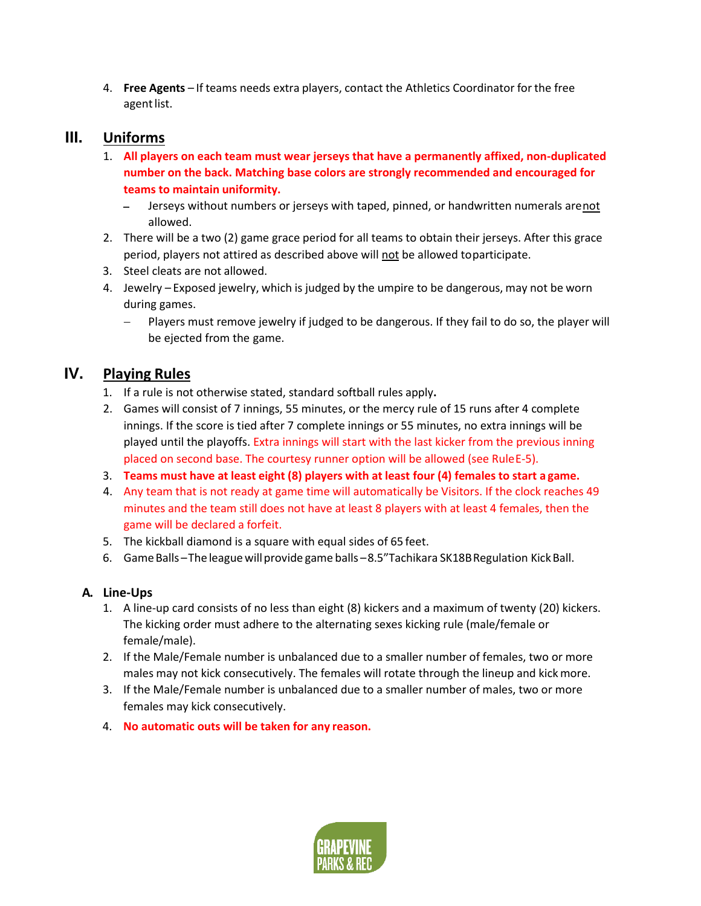4. **Free Agents** – If teams needs extra players, contact the Athletics Coordinator for the free agent list.

## III. Uniforms

1. **All players on each team must wear jerseys that have a permanently affixed, non-duplicated number on the back. Matching base colors are strongly recommended and encouraged for teams to maintain uniformity.**
   - Jerseys without numbers or jerseys with taped, pinned, or handwritten numerals are not allowed.
2. There will be a two (2) game grace period for all teams to obtain their jerseys. After this grace period, players not attired as described above will not be allowed to participate.
3. Steel cleats are not allowed.
4. Jewelry – Exposed jewelry, which is judged by the umpire to be dangerous, may not be worn during games.
   - Players must remove jewelry if judged to be dangerous. If they fail to do so, the player will be ejected from the game.

## IV. Playing Rules

1. If a rule is not otherwise stated, standard softball rules apply.
2. Games will consist of 7 innings, 55 minutes, or the mercy rule of 15 runs after 4 complete innings. If the score is tied after 7 complete innings or 55 minutes, no extra innings will be played until the playoffs. Extra innings will start with the last kicker from the previous inning placed on second base. The courtesy runner option will be allowed (see Rule E-5).
3. **Teams must have at least eight (8) players with at least four (4) females to start a game.**
4. Any team that is not ready at game time will automatically be Visitors. If the clock reaches 49 minutes and the team still does not have at least 8 players with at least 4 females, then the game will be declared a forfeit.
5. The kickball diamond is a square with equal sides of 65 feet.
6. Game Balls – The league will provide game balls – 8.5" Tachikara SK18B Regulation Kick Ball.

### A. Line-Ups

1. A line-up card consists of no less than eight (8) kickers and a maximum of twenty (20) kickers. The kicking order must adhere to the alternating sexes kicking rule (male/female or female/male).
2. If the Male/Female number is unbalanced due to a smaller number of females, two or more males may not kick consecutively. The females will rotate through the lineup and kick more.
3. If the Male/Female number is unbalanced due to a smaller number of males, two or more females may kick consecutively.
4. **No automatic outs will be taken for any reason.**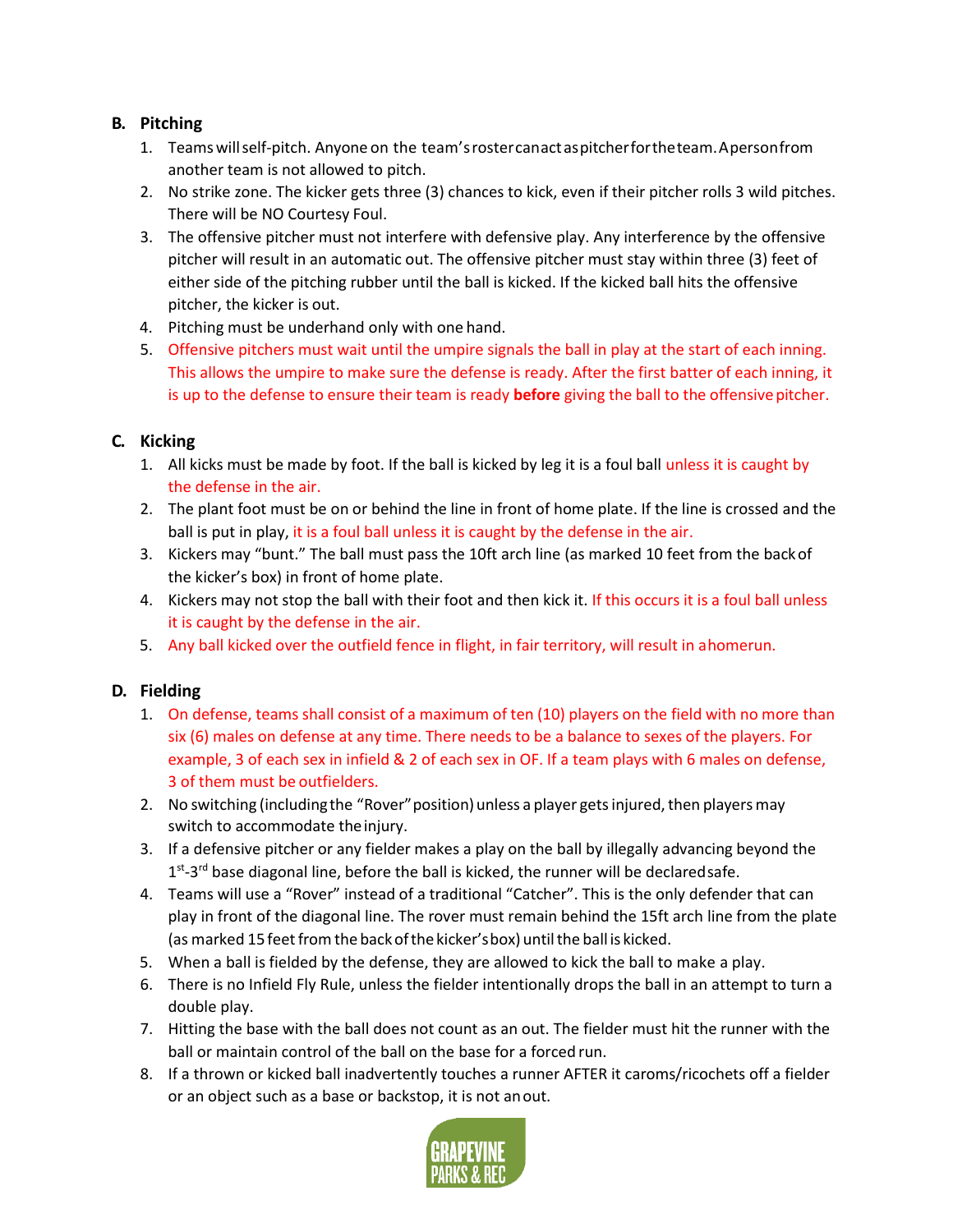### B. Pitching

1. Teams will self-pitch. Anyone on the team's roster can act as pitcher for the team. A person from another team is not allowed to pitch.
2. No strike zone. The kicker gets three (3) chances to kick, even if their pitcher rolls 3 wild pitches. There will be NO Courtesy Foul.
3. The offensive pitcher must not interfere with defensive play. Any interference by the offensive pitcher will result in an automatic out. The offensive pitcher must stay within three (3) feet of either side of the pitching rubber until the ball is kicked. If the kicked ball hits the offensive pitcher, the kicker is out.
4. Pitching must be underhand only with one hand.
5. Offensive pitchers must wait until the umpire signals the ball in play at the start of each inning. This allows the umpire to make sure the defense is ready. After the first batter of each inning, it is up to the defense to ensure their team is ready **before** giving the ball to the offensive pitcher.

### C. Kicking

1. All kicks must be made by foot. If the ball is kicked by leg it is a foul ball unless it is caught by the defense in the air.
2. The plant foot must be on or behind the line in front of home plate. If the line is crossed and the ball is put in play, it is a foul ball unless it is caught by the defense in the air.
3. Kickers may "bunt." The ball must pass the 10ft arch line (as marked 10 feet from the back of the kicker's box) in front of home plate.
4. Kickers may not stop the ball with their foot and then kick it. If this occurs it is a foul ball unless it is caught by the defense in the air.
5. Any ball kicked over the outfield fence in flight, in fair territory, will result in a homerun.

### D. Fielding

1. On defense, teams shall consist of a maximum of ten (10) players on the field with no more than six (6) males on defense at any time. There needs to be a balance to sexes of the players. For example, 3 of each sex in infield & 2 of each sex in OF. If a team plays with 6 males on defense, 3 of them must be outfielders.
2. No switching (including the "Rover" position) unless a player gets injured, then players may switch to accommodate the injury.
3. If a defensive pitcher or any fielder makes a play on the ball by illegally advancing beyond the 1st-3rd base diagonal line, before the ball is kicked, the runner will be declared safe.
4. Teams will use a "Rover" instead of a traditional "Catcher". This is the only defender that can play in front of the diagonal line. The rover must remain behind the 15ft arch line from the plate (as marked 15 feet from the back of the kicker's box) until the ball is kicked.
5. When a ball is fielded by the defense, they are allowed to kick the ball to make a play.
6. There is no Infield Fly Rule, unless the fielder intentionally drops the ball in an attempt to turn a double play.
7. Hitting the base with the ball does not count as an out. The fielder must hit the runner with the ball or maintain control of the ball on the base for a forced run.
8. If a thrown or kicked ball inadvertently touches a runner AFTER it caroms/ricochets off a fielder or an object such as a base or backstop, it is not an out.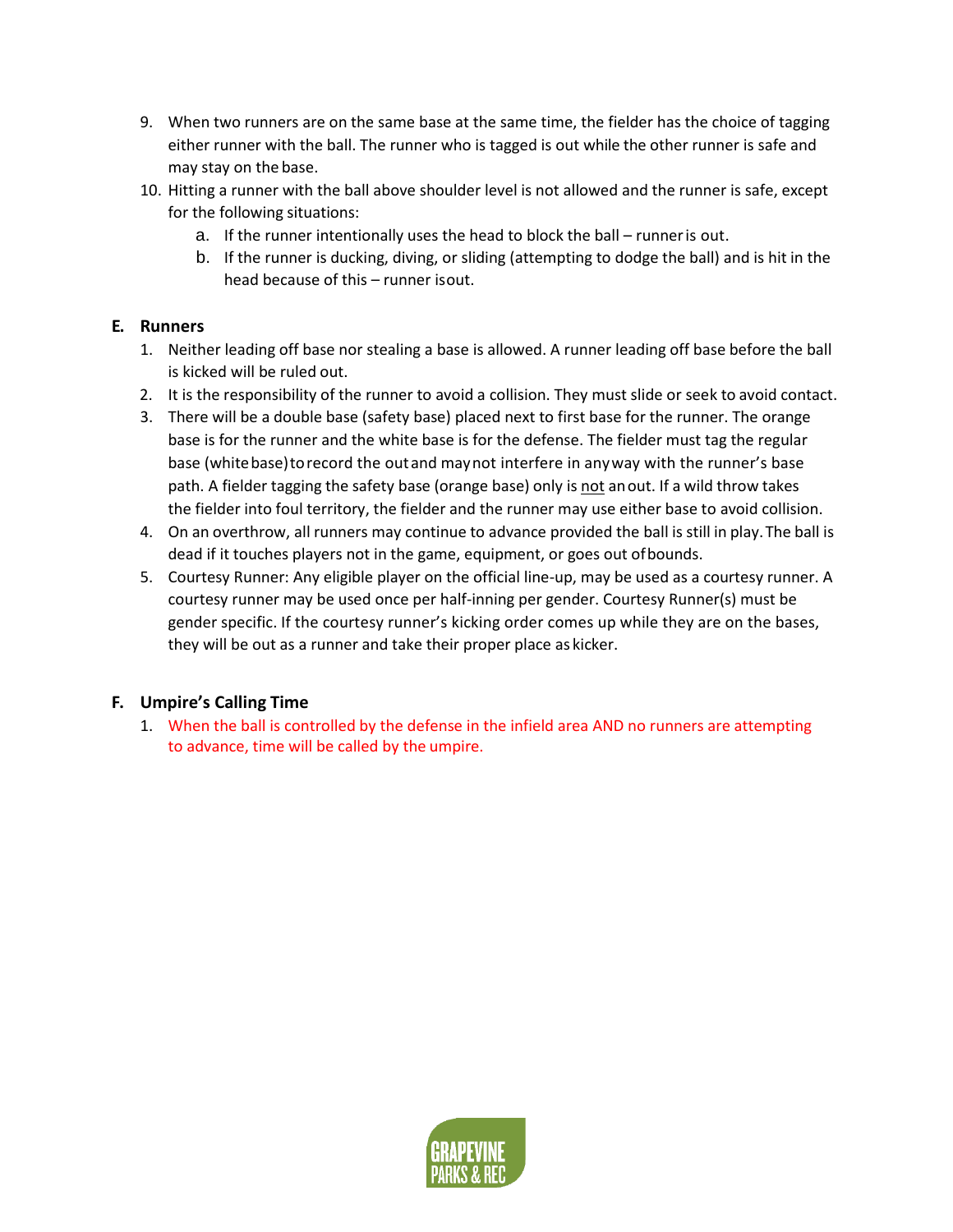9. When two runners are on the same base at the same time, the fielder has the choice of tagging either runner with the ball. The runner who is tagged is out while the other runner is safe and may stay on the base.
10. Hitting a runner with the ball above shoulder level is not allowed and the runner is safe, except for the following situations:
    a. If the runner intentionally uses the head to block the ball – runner is out.
    b. If the runner is ducking, diving, or sliding (attempting to dodge the ball) and is hit in the head because of this – runner is out.

## E. Runners

1. Neither leading off base nor stealing a base is allowed. A runner leading off base before the ball is kicked will be ruled out.
2. It is the responsibility of the runner to avoid a collision. They must slide or seek to avoid contact.
3. There will be a double base (safety base) placed next to first base for the runner. The orange base is for the runner and the white base is for the defense. The fielder must tag the regular base (white base) to record the out and may not interfere in any way with the runner's base path. A fielder tagging the safety base (orange base) only is <u>not</u> an out. If a wild throw takes the fielder into foul territory, the fielder and the runner may use either base to avoid collision.
4. On an overthrow, all runners may continue to advance provided the ball is still in play. The ball is dead if it touches players not in the game, equipment, or goes out of bounds.
5. Courtesy Runner: Any eligible player on the official line-up, may be used as a courtesy runner. A courtesy runner may be used once per half-inning per gender. Courtesy Runner(s) must be gender specific. If the courtesy runner's kicking order comes up while they are on the bases, they will be out as a runner and take their proper place as kicker.

## F. Umpire's Calling Time

1. When the ball is controlled by the defense in the infield area AND no runners are attempting to advance, time will be called by the umpire.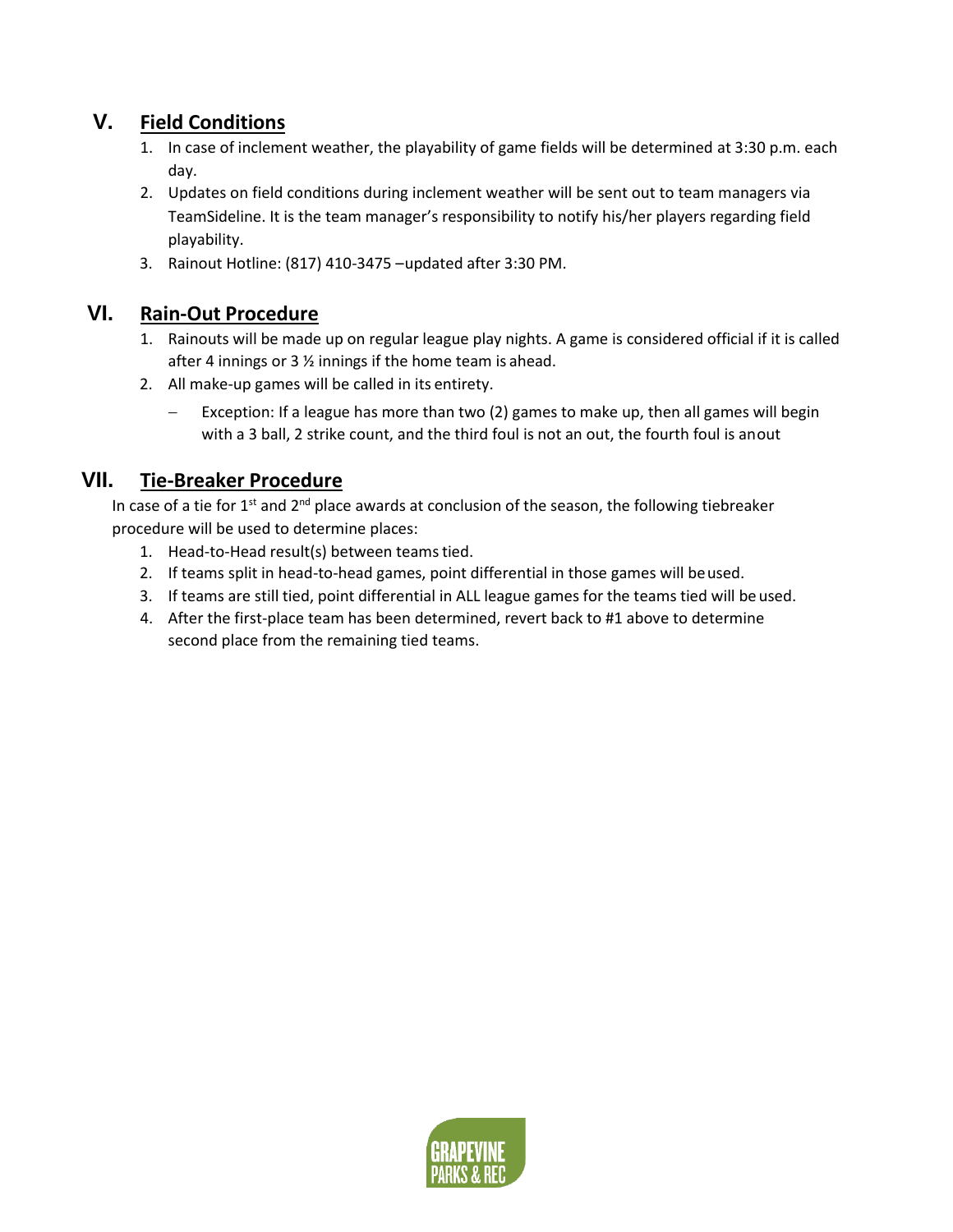## V. Field Conditions

1. In case of inclement weather, the playability of game fields will be determined at 3:30 p.m. each day.
2. Updates on field conditions during inclement weather will be sent out to team managers via TeamSideline. It is the team manager's responsibility to notify his/her players regarding field playability.
3. Rainout Hotline: (817) 410-3475 –updated after 3:30 PM.

## VI. Rain-Out Procedure

1. Rainouts will be made up on regular league play nights. A game is considered official if it is called after 4 innings or 3 ½ innings if the home team is ahead.
2. All make-up games will be called in its entirety.
   - Exception: If a league has more than two (2) games to make up, then all games will begin with a 3 ball, 2 strike count, and the third foul is not an out, the fourth foul is anout

## VII. Tie-Breaker Procedure

In case of a tie for 1st and 2nd place awards at conclusion of the season, the following tiebreaker procedure will be used to determine places:

1. Head-to-Head result(s) between teams tied.
2. If teams split in head-to-head games, point differential in those games will be used.
3. If teams are still tied, point differential in ALL league games for the teams tied will be used.
4. After the first-place team has been determined, revert back to #1 above to determine second place from the remaining tied teams.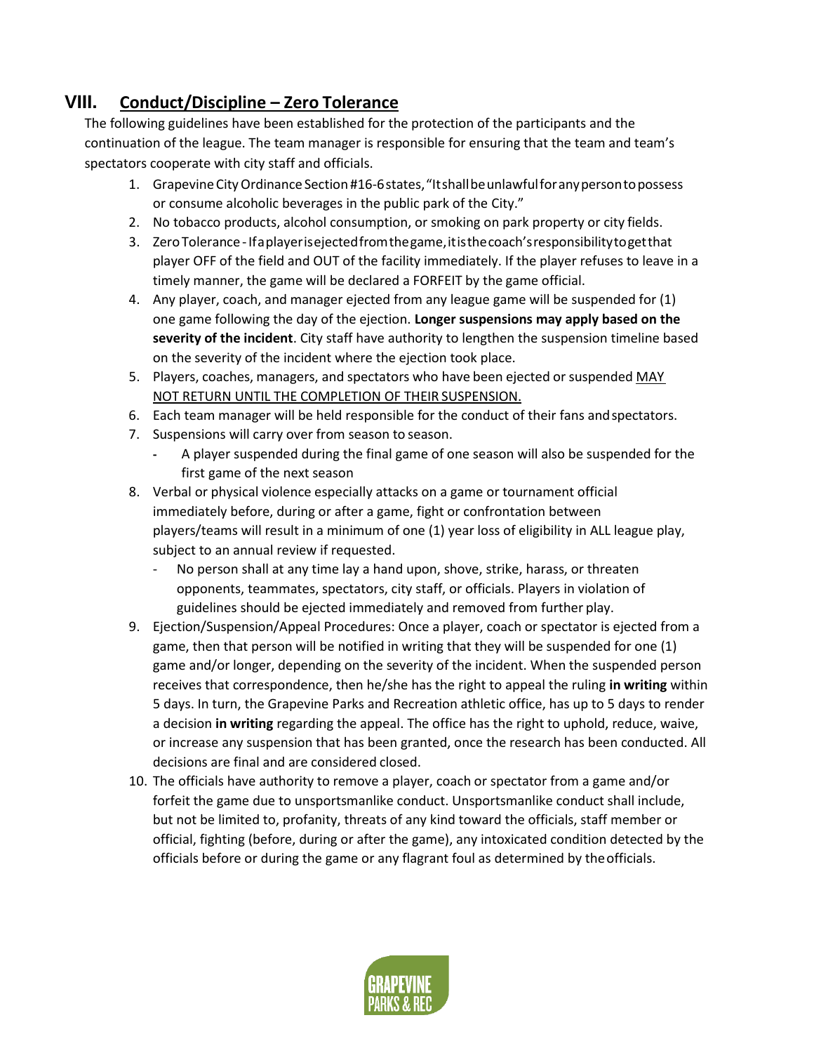## VIII. Conduct/Discipline – Zero Tolerance

The following guidelines have been established for the protection of the participants and the continuation of the league. The team manager is responsible for ensuring that the team and team's spectators cooperate with city staff and officials.

1. Grapevine City Ordinance Section #16-6 states, "It shall be unlawful for any person to possess or consume alcoholic beverages in the public park of the City."
2. No tobacco products, alcohol consumption, or smoking on park property or city fields.
3. Zero Tolerance - If a player is ejected from the game, it is the coach's responsibility to get that player OFF of the field and OUT of the facility immediately. If the player refuses to leave in a timely manner, the game will be declared a FORFEIT by the game official.
4. Any player, coach, and manager ejected from any league game will be suspended for (1) one game following the day of the ejection. **Longer suspensions may apply based on the severity of the incident**. City staff have authority to lengthen the suspension timeline based on the severity of the incident where the ejection took place.
5. Players, coaches, managers, and spectators who have been ejected or suspended <u>MAY NOT RETURN UNTIL THE COMPLETION OF THEIR SUSPENSION.</u>
6. Each team manager will be held responsible for the conduct of their fans and spectators.
7. Suspensions will carry over from season to season.
   - A player suspended during the final game of one season will also be suspended for the first game of the next season
8. Verbal or physical violence especially attacks on a game or tournament official immediately before, during or after a game, fight or confrontation between players/teams will result in a minimum of one (1) year loss of eligibility in ALL league play, subject to an annual review if requested.
   - No person shall at any time lay a hand upon, shove, strike, harass, or threaten opponents, teammates, spectators, city staff, or officials. Players in violation of guidelines should be ejected immediately and removed from further play.
9. Ejection/Suspension/Appeal Procedures: Once a player, coach or spectator is ejected from a game, then that person will be notified in writing that they will be suspended for one (1) game and/or longer, depending on the severity of the incident. When the suspended person receives that correspondence, then he/she has the right to appeal the ruling **in writing** within 5 days. In turn, the Grapevine Parks and Recreation athletic office, has up to 5 days to render a decision **in writing** regarding the appeal. The office has the right to uphold, reduce, waive, or increase any suspension that has been granted, once the research has been conducted. All decisions are final and are considered closed.
10. The officials have authority to remove a player, coach or spectator from a game and/or forfeit the game due to unsportsmanlike conduct. Unsportsmanlike conduct shall include, but not be limited to, profanity, threats of any kind toward the officials, staff member or official, fighting (before, during or after the game), any intoxicated condition detected by the officials before or during the game or any flagrant foul as determined by the officials.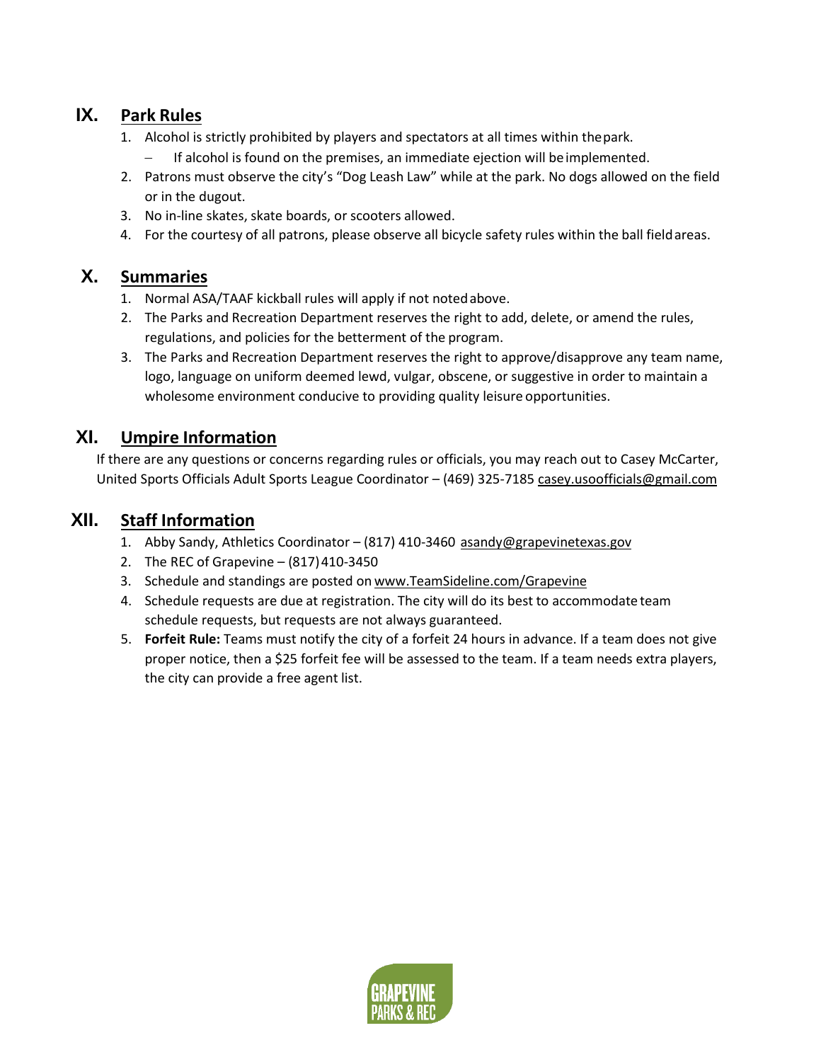## IX. Park Rules

1. Alcohol is strictly prohibited by players and spectators at all times within the park.
   - If alcohol is found on the premises, an immediate ejection will be implemented.
2. Patrons must observe the city's "Dog Leash Law" while at the park. No dogs allowed on the field or in the dugout.
3. No in-line skates, skate boards, or scooters allowed.
4. For the courtesy of all patrons, please observe all bicycle safety rules within the ball field areas.

## X. Summaries

1. Normal ASA/TAAF kickball rules will apply if not noted above.
2. The Parks and Recreation Department reserves the right to add, delete, or amend the rules, regulations, and policies for the betterment of the program.
3. The Parks and Recreation Department reserves the right to approve/disapprove any team name, logo, language on uniform deemed lewd, vulgar, obscene, or suggestive in order to maintain a wholesome environment conducive to providing quality leisure opportunities.

## XI. Umpire Information

If there are any questions or concerns regarding rules or officials, you may reach out to Casey McCarter, United Sports Officials Adult Sports League Coordinator – (469) 325-7185 casey.usoofficials@gmail.com

## XII. Staff Information

1. Abby Sandy, Athletics Coordinator – (817) 410-3460 asandy@grapevinetexas.gov
2. The REC of Grapevine – (817) 410-3450
3. Schedule and standings are posted on www.TeamSideline.com/Grapevine
4. Schedule requests are due at registration. The city will do its best to accommodate team schedule requests, but requests are not always guaranteed.
5. **Forfeit Rule:** Teams must notify the city of a forfeit 24 hours in advance. If a team does not give proper notice, then a $25 forfeit fee will be assessed to the team. If a team needs extra players, the city can provide a free agent list.

GRAPEVINE PARKS & REC